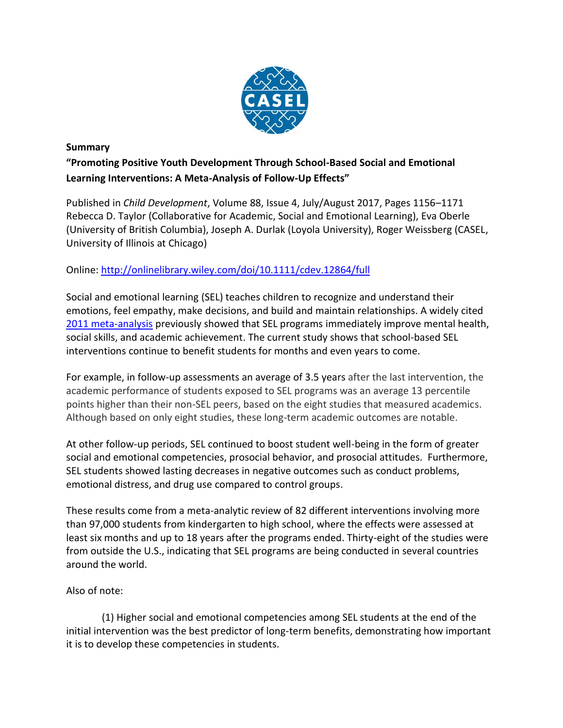**Summary**

**"Promoting Positive Youth Development Through School-Based Social and Emotional Learning Interventions: A Meta-Analysis of Follow-Up Effects"**

Published in *Child Development*, Volume 88, Issue 4, July/August 2017, Pages 1156–1171
Rebecca D. Taylor (Collaborative for Academic, Social and Emotional Learning), Eva Oberle (University of British Columbia), Joseph A. Durlak (Loyola University), Roger Weissberg (CASEL, University of Illinois at Chicago)

Online: [http://onlinelibrary.wiley.com/doi/10.1111/cdev.12864/full](http://onlinelibrary.wiley.com/doi/10.1111/cdev.12864/full)

Social and emotional learning (SEL) teaches children to recognize and understand their emotions, feel empathy, make decisions, and build and maintain relationships. A widely cited [2011 meta-analysis](#) previously showed that SEL programs immediately improve mental health, social skills, and academic achievement. The current study shows that school-based SEL interventions continue to benefit students for months and even years to come.

For example, in follow-up assessments an average of 3.5 years after the last intervention, the academic performance of students exposed to SEL programs was an average 13 percentile points higher than their non-SEL peers, based on the eight studies that measured academics. Although based on only eight studies, these long-term academic outcomes are notable.

At other follow-up periods, SEL continued to boost student well-being in the form of greater social and emotional competencies, prosocial behavior, and prosocial attitudes. Furthermore, SEL students showed lasting decreases in negative outcomes such as conduct problems, emotional distress, and drug use compared to control groups.

These results come from a meta-analytic review of 82 different interventions involving more than 97,000 students from kindergarten to high school, where the effects were assessed at least six months and up to 18 years after the programs ended. Thirty-eight of the studies were from outside the U.S., indicating that SEL programs are being conducted in several countries around the world.

Also of note:

(1) Higher social and emotional competencies among SEL students at the end of the initial intervention was the best predictor of long-term benefits, demonstrating how important it is to develop these competencies in students.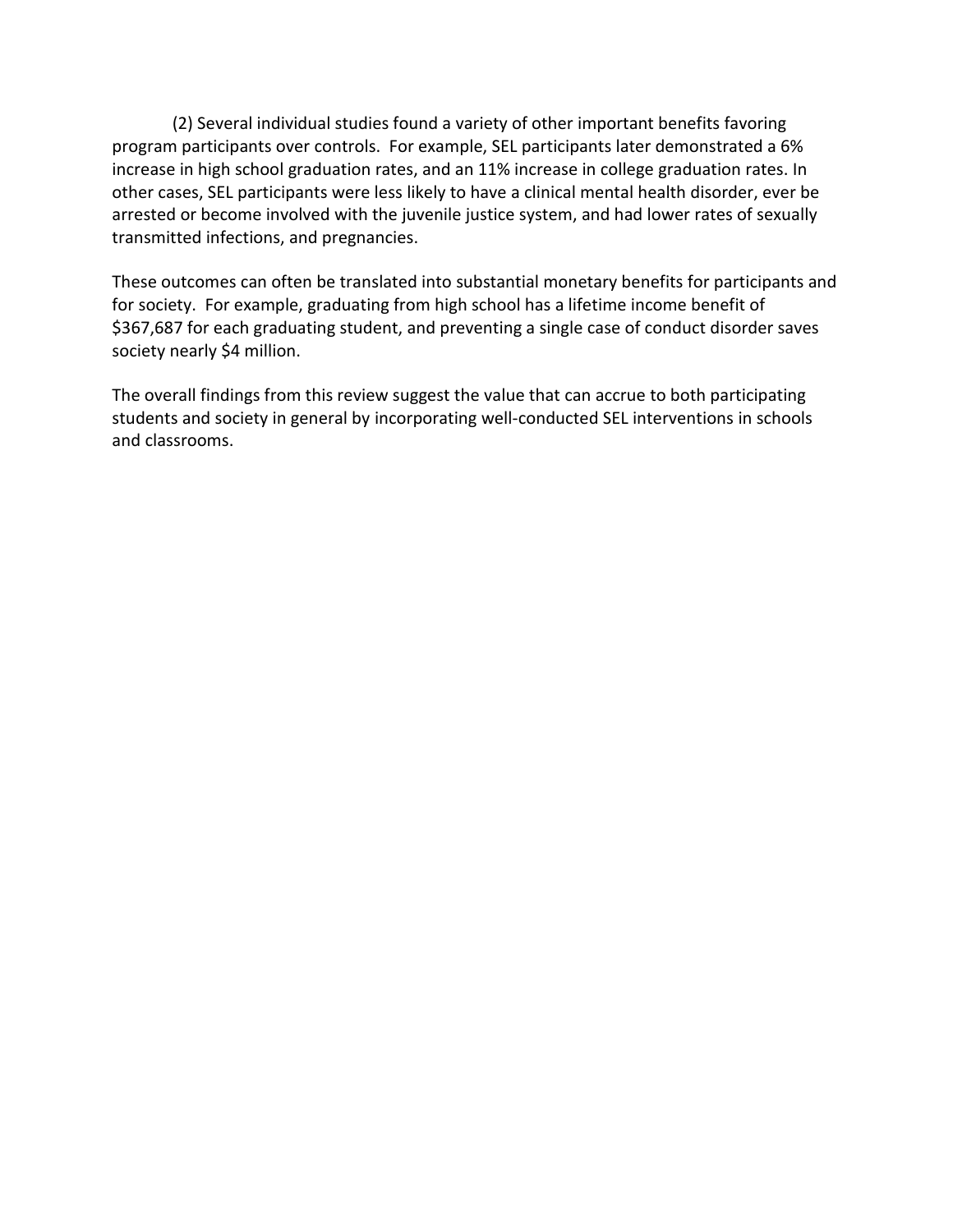(2) Several individual studies found a variety of other important benefits favoring program participants over controls. For example, SEL participants later demonstrated a 6% increase in high school graduation rates, and an 11% increase in college graduation rates. In other cases, SEL participants were less likely to have a clinical mental health disorder, ever be arrested or become involved with the juvenile justice system, and had lower rates of sexually transmitted infections, and pregnancies.

These outcomes can often be translated into substantial monetary benefits for participants and for society. For example, graduating from high school has a lifetime income benefit of $367,687 for each graduating student, and preventing a single case of conduct disorder saves society nearly $4 million.

The overall findings from this review suggest the value that can accrue to both participating students and society in general by incorporating well-conducted SEL interventions in schools and classrooms.